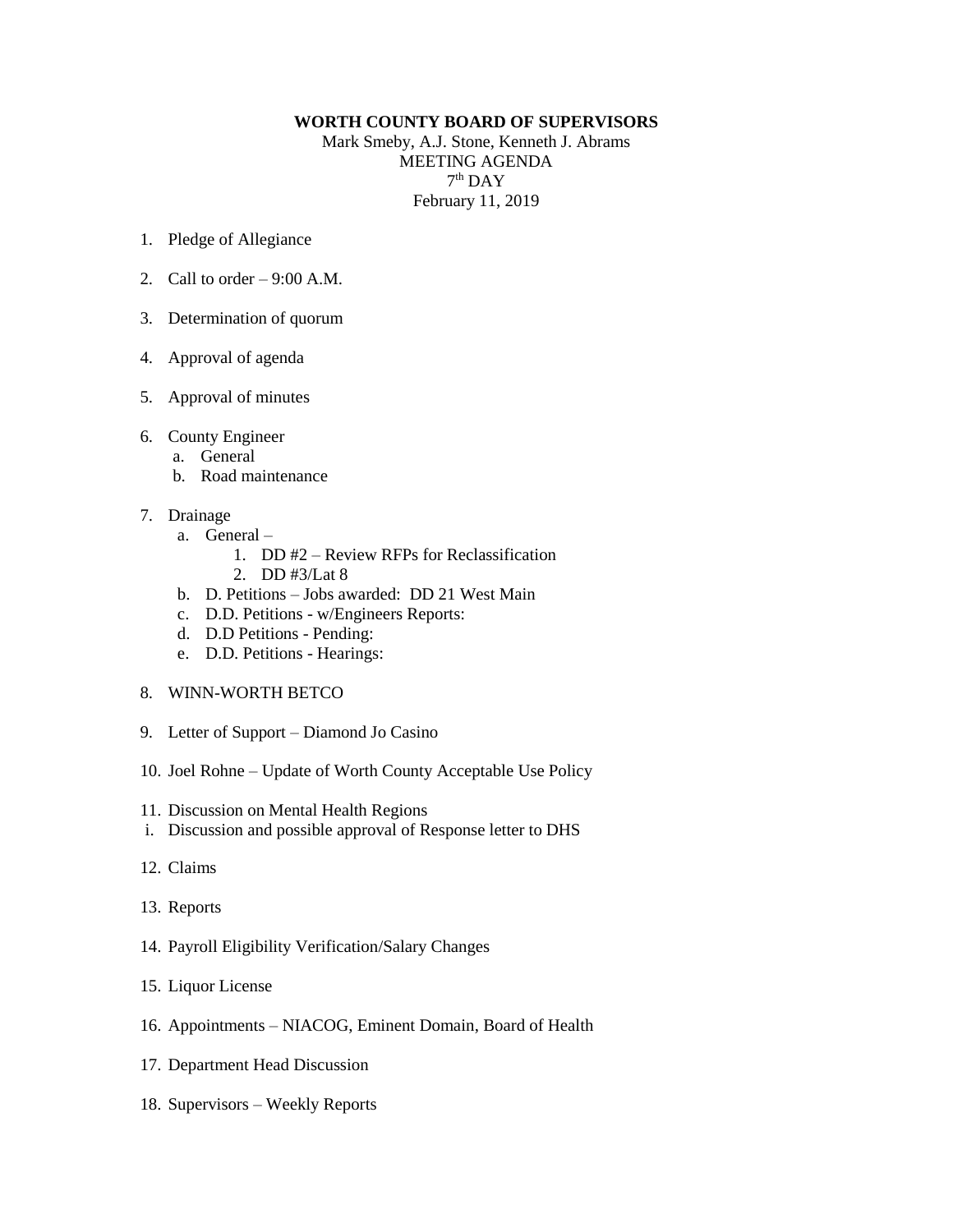**WORTH COUNTY BOARD OF SUPERVISORS**

Mark Smeby, A.J. Stone, Kenneth J. Abrams

MEETING AGENDA

7th DAY

February 11, 2019

1. Pledge of Allegiance

2. Call to order – 9:00 A.M.

3. Determination of quorum

4. Approval of agenda

5. Approval of minutes

6. County Engineer
   a. General
   b. Road maintenance

7. Drainage
   a. General –
      1. DD #2 – Review RFPs for Reclassification
      2. DD #3/Lat 8
   b. D. Petitions – Jobs awarded: DD 21 West Main
   c. D.D. Petitions - w/Engineers Reports:
   d. D.D Petitions - Pending:
   e. D.D. Petitions - Hearings:

8. WINN-WORTH BETCO

9. Letter of Support – Diamond Jo Casino

10. Joel Rohne – Update of Worth County Acceptable Use Policy

11. Discussion on Mental Health Regions

    i. Discussion and possible approval of Response letter to DHS

12. Claims

13. Reports

14. Payroll Eligibility Verification/Salary Changes

15. Liquor License

16. Appointments – NIACOG, Eminent Domain, Board of Health

17. Department Head Discussion

18. Supervisors – Weekly Reports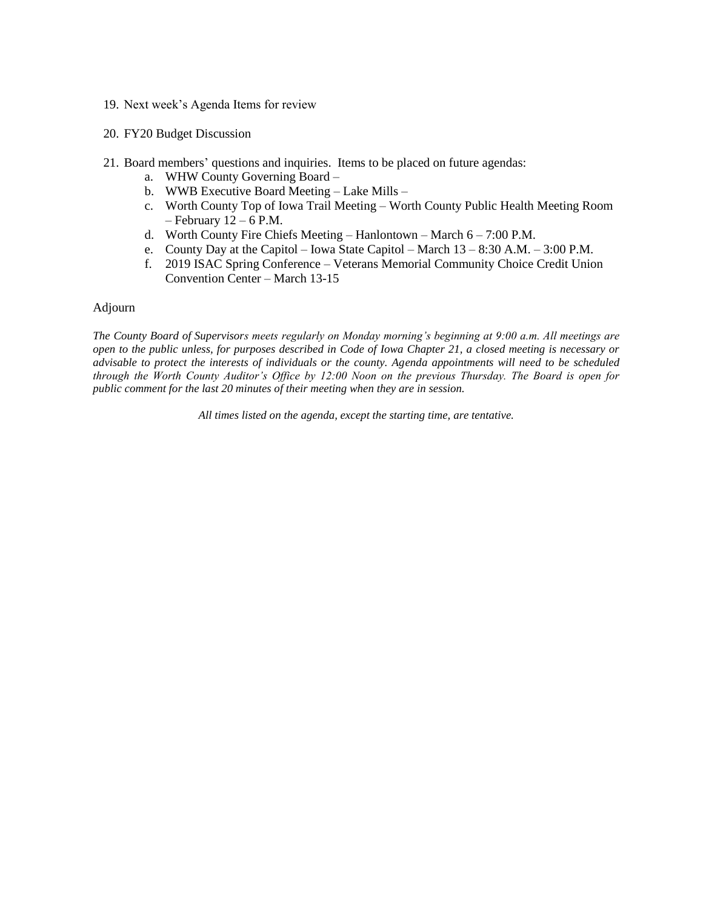19. Next week's Agenda Items for review

20. FY20 Budget Discussion

21. Board members' questions and inquiries. Items to be placed on future agendas:
    a. WHW County Governing Board –
    b. WWB Executive Board Meeting – Lake Mills –
    c. Worth County Top of Iowa Trail Meeting – Worth County Public Health Meeting Room – February 12 – 6 P.M.
    d. Worth County Fire Chiefs Meeting – Hanlontown – March 6 – 7:00 P.M.
    e. County Day at the Capitol – Iowa State Capitol – March 13 – 8:30 A.M. – 3:00 P.M.
    f. 2019 ISAC Spring Conference – Veterans Memorial Community Choice Credit Union Convention Center – March 13-15

Adjourn

*The County Board of Supervisors meets regularly on Monday morning's beginning at 9:00 a.m. All meetings are open to the public unless, for purposes described in Code of Iowa Chapter 21, a closed meeting is necessary or advisable to protect the interests of individuals or the county. Agenda appointments will need to be scheduled through the Worth County Auditor's Office by 12:00 Noon on the previous Thursday. The Board is open for public comment for the last 20 minutes of their meeting when they are in session.*

*All times listed on the agenda, except the starting time, are tentative.*